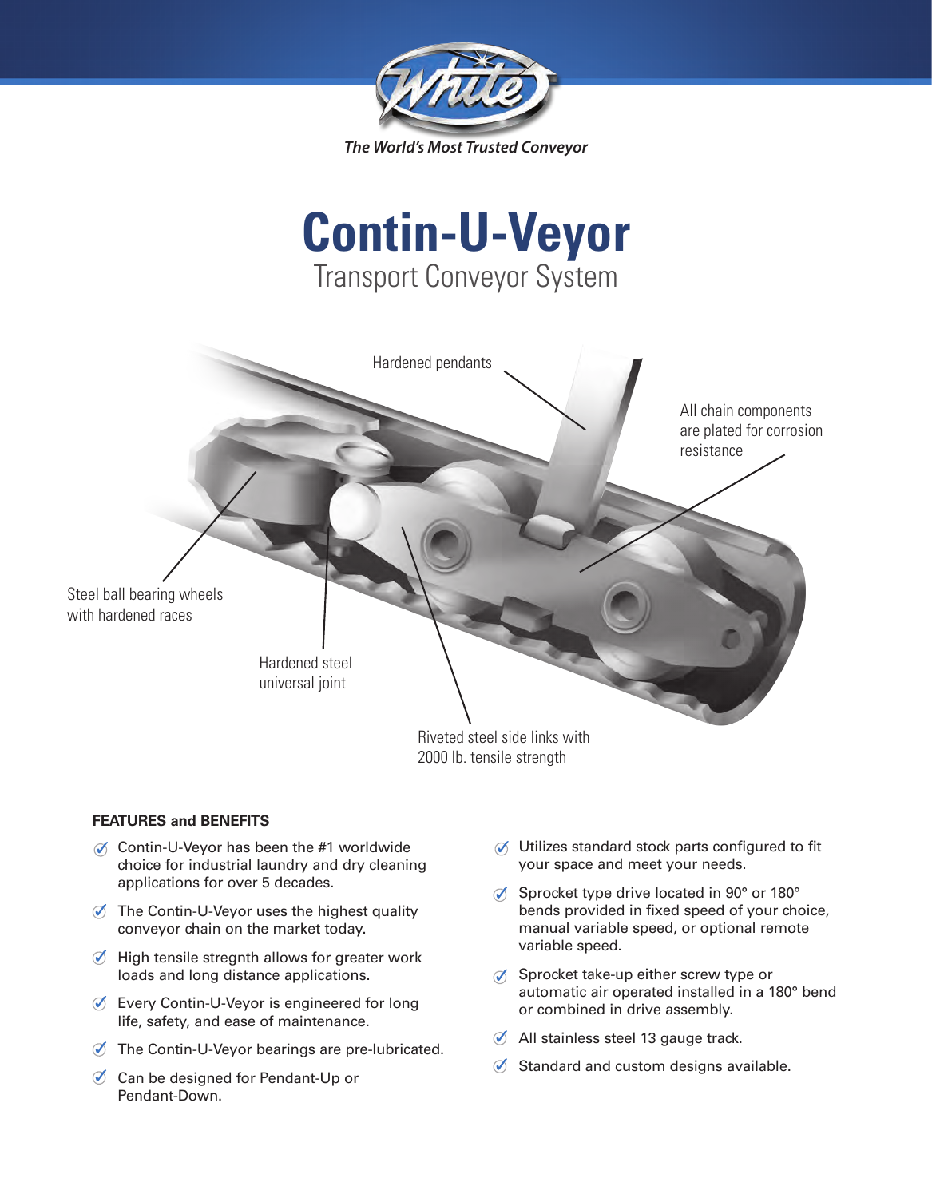*The World's Most Trusted Conveyor*

# Contin-U-Veyor

## Transport Conveyor System

Hardened pendants

All chain components are plated for corrosion resistance

Steel ball bearing wheels with hardened races

Hardened steel universal joint

Riveted steel side links with 2000 lb. tensile strength

**FEATURES and BENEFITS**

- Contin-U-Veyor has been the #1 worldwide choice for industrial laundry and dry cleaning applications for over 5 decades.
- The Contin-U-Veyor uses the highest quality conveyor chain on the market today.
- High tensile stregnth allows for greater work loads and long distance applications.
- Every Contin-U-Veyor is engineered for long life, safety, and ease of maintenance.
- The Contin-U-Veyor bearings are pre-lubricated.
- Can be designed for Pendant-Up or Pendant-Down.
- Utilizes standard stock parts configured to fit your space and meet your needs.
- Sprocket type drive located in 90° or 180° bends provided in fixed speed of your choice, manual variable speed, or optional remote variable speed.
- Sprocket take-up either screw type or automatic air operated installed in a 180° bend or combined in drive assembly.
- All stainless steel 13 gauge track.
- Standard and custom designs available.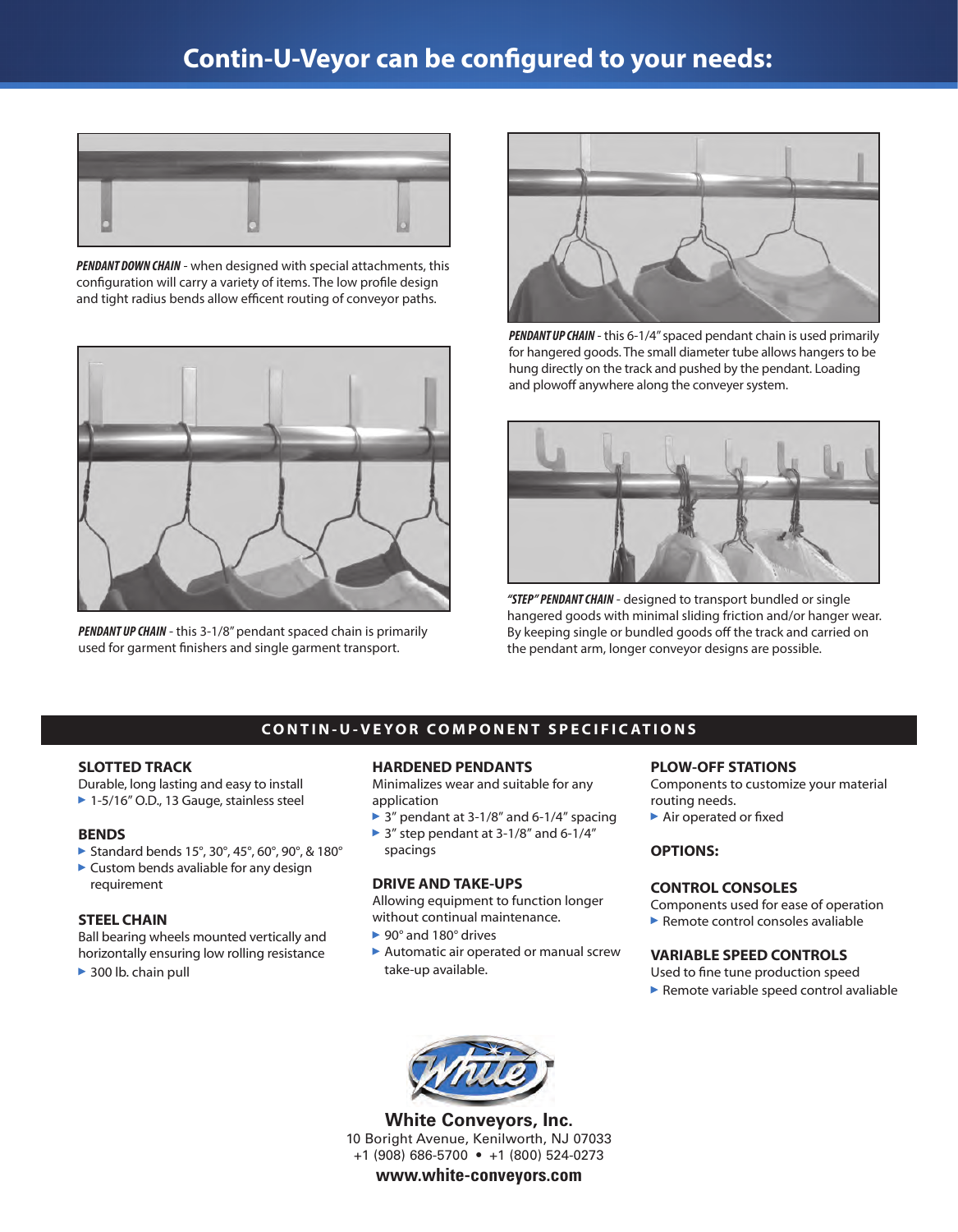# Contin-U-Veyor can be configured to your needs:

***PENDANT DOWN CHAIN*** - when designed with special attachments, this configuration will carry a variety of items. The low profile design and tight radius bends allow efficent routing of conveyor paths.

***PENDANT UP CHAIN*** - this 3-1/8" pendant spaced chain is primarily used for garment finishers and single garment transport.

***PENDANT UP CHAIN*** - this 6-1/4" spaced pendant chain is used primarily for hangered goods. The small diameter tube allows hangers to be hung directly on the track and pushed by the pendant. Loading and plowoff anywhere along the conveyer system.

***"STEP" PENDANT CHAIN*** - designed to transport bundled or single hangered goods with minimal sliding friction and/or hanger wear. By keeping single or bundled goods off the track and carried on the pendant arm, longer conveyor designs are possible.

## CONTIN-U-VEYOR COMPONENT SPECIFICATIONS

### SLOTTED TRACK
Durable, long lasting and easy to install
- 1-5/16" O.D., 13 Gauge, stainless steel

### BENDS
- Standard bends 15°, 30°, 45°, 60°, 90°, & 180°
- Custom bends avaliable for any design requirement

### STEEL CHAIN
Ball bearing wheels mounted vertically and horizontally ensuring low rolling resistance
- 300 lb. chain pull

### HARDENED PENDANTS
Minimalizes wear and suitable for any application
- 3" pendant at 3-1/8" and 6-1/4" spacing
- 3" step pendant at 3-1/8" and 6-1/4" spacings

### DRIVE AND TAKE-UPS
Allowing equipment to function longer without continual maintenance.
- 90° and 180° drives
- Automatic air operated or manual screw take-up available.

### PLOW-OFF STATIONS
Components to customize your material routing needs.
- Air operated or fixed

### OPTIONS:

### CONTROL CONSOLES
Components used for ease of operation
- Remote control consoles avaliable

### VARIABLE SPEED CONTROLS
Used to fine tune production speed
- Remote variable speed control avaliable

**White Conveyors, Inc.**
10 Boright Avenue, Kenilworth, NJ 07033
+1 (908) 686-5700 • +1 (800) 524-0273
**www.white-conveyors.com**